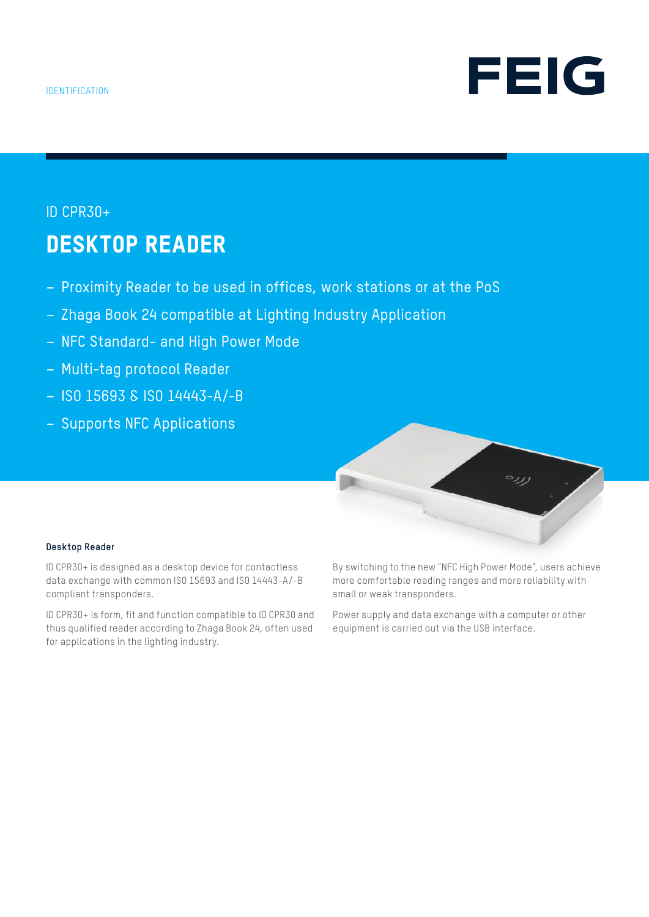IDENTIFICATION

FEIG

ID CPR30+

# DESKTOP READER

- Proximity Reader to be used in offices, work stations or at the PoS
- Zhaga Book 24 compatible at Lighting Industry Application
- NFC Standard- and High Power Mode
- Multi-tag protocol Reader
- ISO 15693 & ISO 14443-A/-B
- Supports NFC Applications

### Desktop Reader

ID CPR30+ is designed as a desktop device for contactless data exchange with common ISO 15693 and ISO 14443-A/-B compliant transponders.

ID CPR30+ is form, fit and function compatible to ID CPR30 and thus qualified reader according to Zhaga Book 24, often used for applications in the lighting industry.

By switching to the new "NFC High Power Mode", users achieve more comfortable reading ranges and more reliability with small or weak transponders.

Power supply and data exchange with a computer or other equipment is carried out via the USB interface.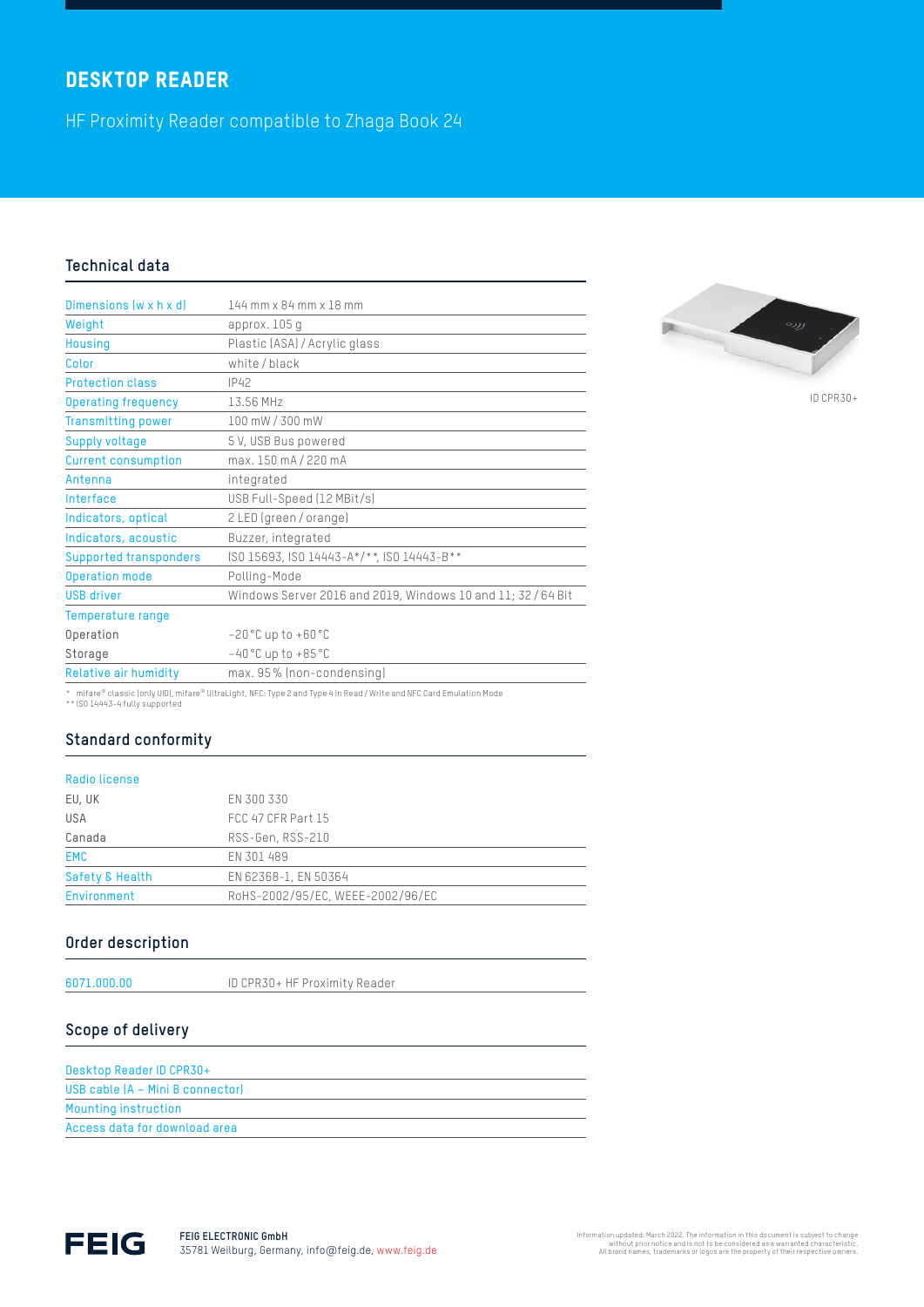# DESKTOP READER

HF Proximity Reader compatible to Zhaga Book 24

## Technical data

| | |
|---|---|
| Dimensions (w x h x d) | 144 mm x 84 mm x 18 mm |
| Weight | approx. 105 g |
| Housing | Plastic (ASA) / Acrylic glass |
| Color | white / black |
| Protection class | IP42 |
| Operating frequency | 13.56 MHz |
| Transmitting power | 100 mW / 300 mW |
| Supply voltage | 5 V, USB Bus powered |
| Current consumption | max. 150 mA / 220 mA |
| Antenna | integrated |
| Interface | USB Full-Speed (12 MBit/s) |
| Indicators, optical | 2 LED (green / orange) |
| Indicators, acoustic | Buzzer, integrated |
| Supported transponders | ISO 15693, ISO 14443-A*/**, ISO 14443-B** |
| Operation mode | Polling-Mode |
| USB driver | Windows Server 2016 and 2019, Windows 10 and 11; 32 / 64 Bit |
| Temperature range | |
| Operation | −20 °C up to +60 °C |
| Storage | −40 °C up to +85 °C |
| Relative air humidity | max. 95 % (non-condensing) |

\* mifare® classic (only UID), mifare® UltraLight, NFC: Type 2 and Type 4 in Read / Write and NFC Card Emulation Mode
\*\* ISO 14443-4 fully supported

ID CPR30+

## Standard conformity

| | |
|---|---|
| Radio license | |
| EU, UK | EN 300 330 |
| USA | FCC 47 CFR Part 15 |
| Canada | RSS-Gen, RSS-210 |
| EMC | EN 301 489 |
| Safety & Health | EN 62368-1, EN 50364 |
| Environment | RoHS-2002/95/EC, WEEE-2002/96/EC |

## Order description

| | |
|---|---|
| 6071.000.00 | ID CPR30+ HF Proximity Reader |

## Scope of delivery

- Desktop Reader ID CPR30+
- USB cable (A – Mini B connector)
- Mounting instruction
- Access data for download area

FEIG

**FEIG ELECTRONIC GmbH**
35781 Weilburg, Germany, info@feig.de, www.feig.de

Information updated: March 2022. The information in this document is subject to change without prior notice and is not to be considered as a warranted characteristic. All brand names, trademarks or logos are the property of their respective owners.